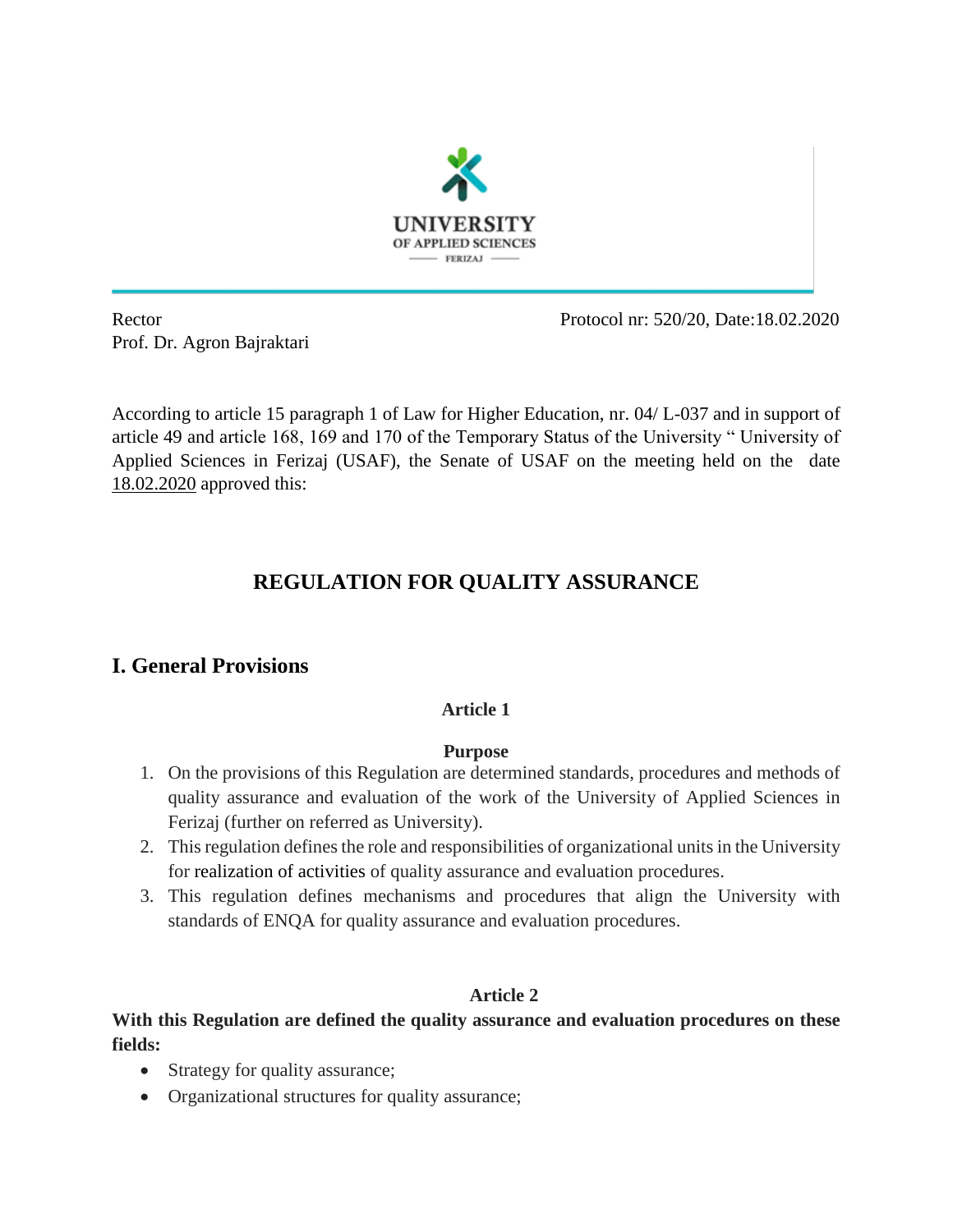UNIVERSITY
OF APPLIED SCIENCES
FERIZAJ

Rector
Prof. Dr. Agron Bajraktari

Protocol nr: 520/20, Date:18.02.2020

According to article 15 paragraph 1 of Law for Higher Education, nr. 04/ L-037 and in support of article 49 and article 168, 169 and 170 of the Temporary Status of the University " University of Applied Sciences in Ferizaj (USAF), the Senate of USAF on the meeting held on the date 18.02.2020 approved this:

# REGULATION FOR QUALITY ASSURANCE

## I. General Provisions

### Article 1

**Purpose**

1. On the provisions of this Regulation are determined standards, procedures and methods of quality assurance and evaluation of the work of the University of Applied Sciences in Ferizaj (further on referred as University).
2. This regulation defines the role and responsibilities of organizational units in the University for realization of activities of quality assurance and evaluation procedures.
3. This regulation defines mechanisms and procedures that align the University with standards of ENQA for quality assurance and evaluation procedures.

### Article 2

**With this Regulation are defined the quality assurance and evaluation procedures on these fields:**

- Strategy for quality assurance;
- Organizational structures for quality assurance;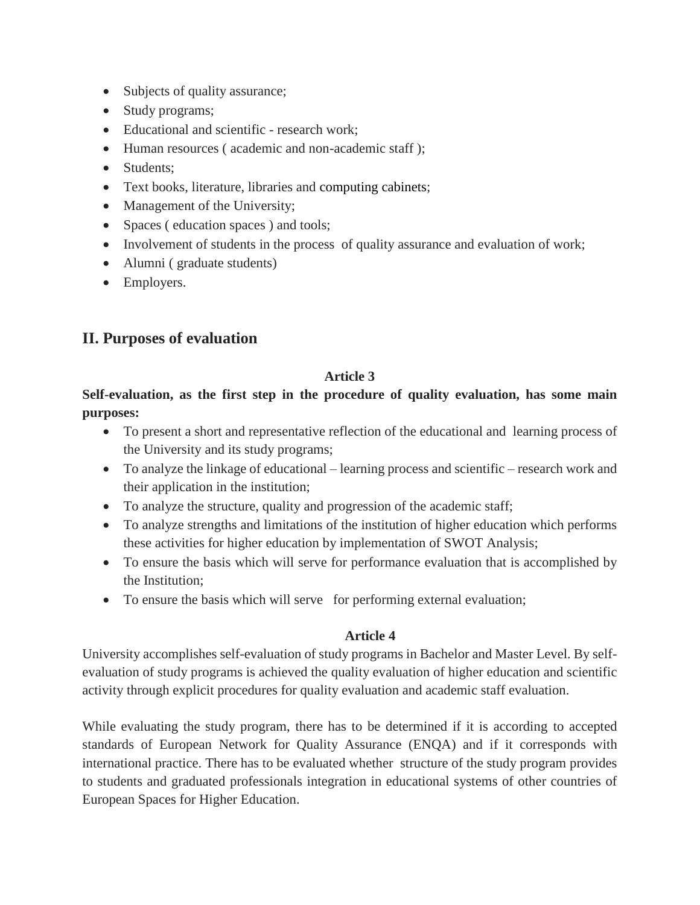- Subjects of quality assurance;
- Study programs;
- Educational and scientific - research work;
- Human resources ( academic and non-academic staff );
- Students;
- Text books, literature, libraries and computing cabinets;
- Management of the University;
- Spaces ( education spaces ) and tools;
- Involvement of students in the process of quality assurance and evaluation of work;
- Alumni ( graduate students)
- Employers.

## II. Purposes of evaluation

**Article 3**

**Self-evaluation, as the first step in the procedure of quality evaluation, has some main purposes:**

- To present a short and representative reflection of the educational and learning process of the University and its study programs;
- To analyze the linkage of educational – learning process and scientific – research work and their application in the institution;
- To analyze the structure, quality and progression of the academic staff;
- To analyze strengths and limitations of the institution of higher education which performs these activities for higher education by implementation of SWOT Analysis;
- To ensure the basis which will serve for performance evaluation that is accomplished by the Institution;
- To ensure the basis which will serve for performing external evaluation;

**Article 4**

University accomplishes self-evaluation of study programs in Bachelor and Master Level. By self-evaluation of study programs is achieved the quality evaluation of higher education and scientific activity through explicit procedures for quality evaluation and academic staff evaluation.

While evaluating the study program, there has to be determined if it is according to accepted standards of European Network for Quality Assurance (ENQA) and if it corresponds with international practice. There has to be evaluated whether structure of the study program provides to students and graduated professionals integration in educational systems of other countries of European Spaces for Higher Education.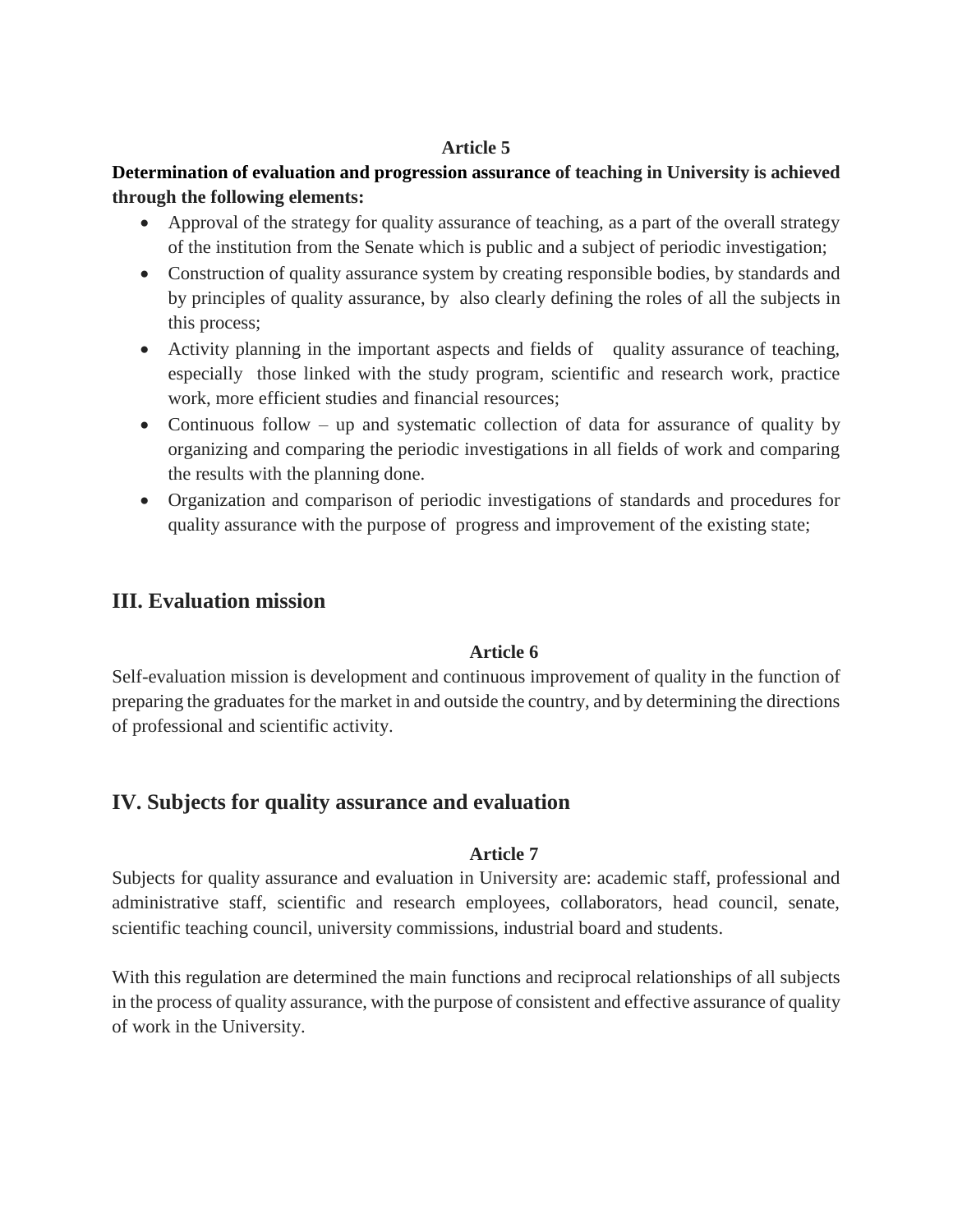**Article 5**

**Determination of evaluation and progression assurance of teaching in University is achieved through the following elements:**

- Approval of the strategy for quality assurance of teaching, as a part of the overall strategy of the institution from the Senate which is public and a subject of periodic investigation;
- Construction of quality assurance system by creating responsible bodies, by standards and by principles of quality assurance, by also clearly defining the roles of all the subjects in this process;
- Activity planning in the important aspects and fields of quality assurance of teaching, especially those linked with the study program, scientific and research work, practice work, more efficient studies and financial resources;
- Continuous follow – up and systematic collection of data for assurance of quality by organizing and comparing the periodic investigations in all fields of work and comparing the results with the planning done.
- Organization and comparison of periodic investigations of standards and procedures for quality assurance with the purpose of progress and improvement of the existing state;

## III. Evaluation mission

**Article 6**

Self-evaluation mission is development and continuous improvement of quality in the function of preparing the graduates for the market in and outside the country, and by determining the directions of professional and scientific activity.

## IV. Subjects for quality assurance and evaluation

**Article 7**

Subjects for quality assurance and evaluation in University are: academic staff, professional and administrative staff, scientific and research employees, collaborators, head council, senate, scientific teaching council, university commissions, industrial board and students.

With this regulation are determined the main functions and reciprocal relationships of all subjects in the process of quality assurance, with the purpose of consistent and effective assurance of quality of work in the University.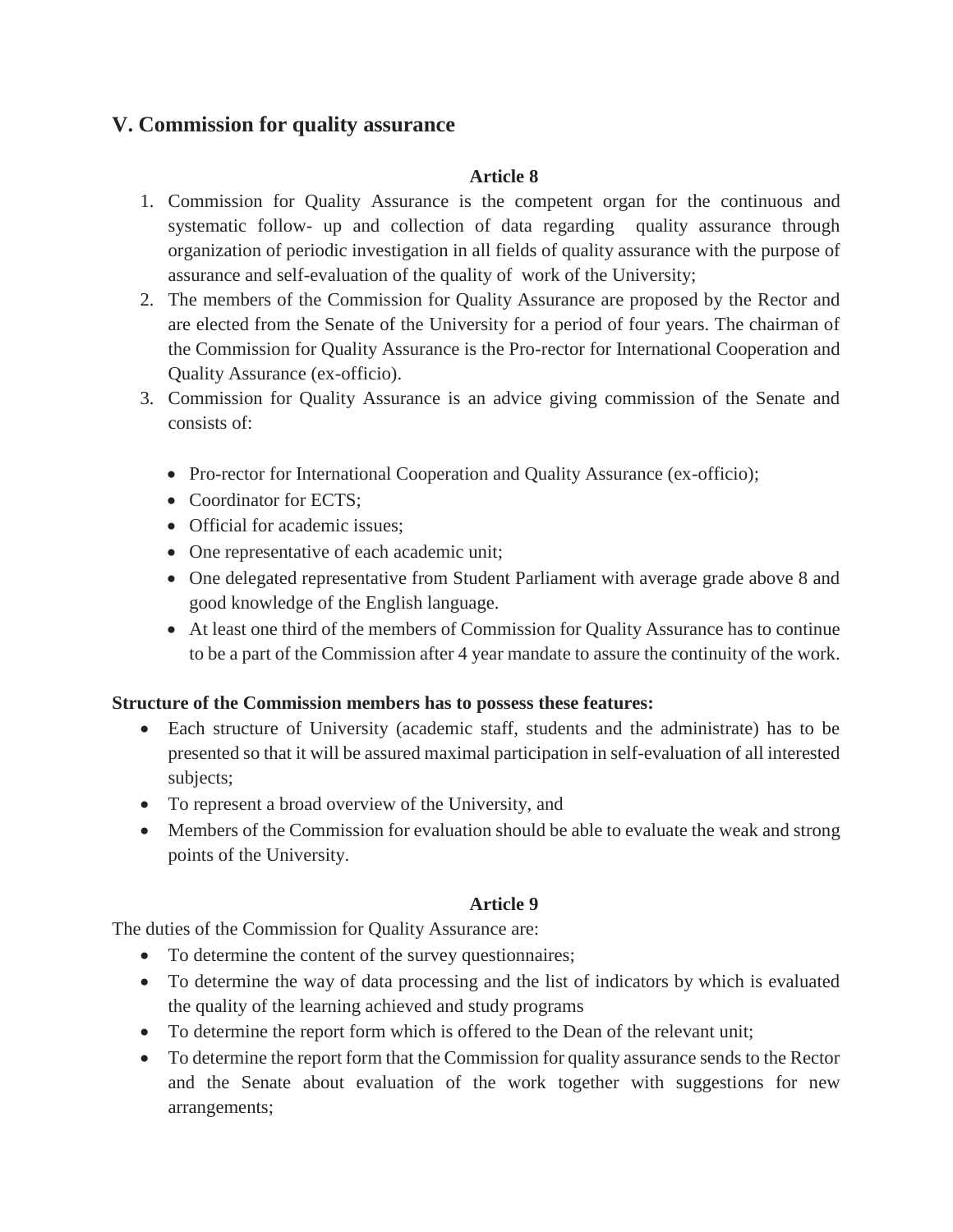## V. Commission for quality assurance

**Article 8**

1. Commission for Quality Assurance is the competent organ for the continuous and systematic follow- up and collection of data regarding quality assurance through organization of periodic investigation in all fields of quality assurance with the purpose of assurance and self-evaluation of the quality of work of the University;
2. The members of the Commission for Quality Assurance are proposed by the Rector and are elected from the Senate of the University for a period of four years. The chairman of the Commission for Quality Assurance is the Pro-rector for International Cooperation and Quality Assurance (ex-officio).
3. Commission for Quality Assurance is an advice giving commission of the Senate and consists of:

   - Pro-rector for International Cooperation and Quality Assurance (ex-officio);
   - Coordinator for ECTS;
   - Official for academic issues;
   - One representative of each academic unit;
   - One delegated representative from Student Parliament with average grade above 8 and good knowledge of the English language.
   - At least one third of the members of Commission for Quality Assurance has to continue to be a part of the Commission after 4 year mandate to assure the continuity of the work.

**Structure of the Commission members has to possess these features:**

- Each structure of University (academic staff, students and the administrate) has to be presented so that it will be assured maximal participation in self-evaluation of all interested subjects;
- To represent a broad overview of the University, and
- Members of the Commission for evaluation should be able to evaluate the weak and strong points of the University.

**Article 9**

The duties of the Commission for Quality Assurance are:

- To determine the content of the survey questionnaires;
- To determine the way of data processing and the list of indicators by which is evaluated the quality of the learning achieved and study programs
- To determine the report form which is offered to the Dean of the relevant unit;
- To determine the report form that the Commission for quality assurance sends to the Rector and the Senate about evaluation of the work together with suggestions for new arrangements;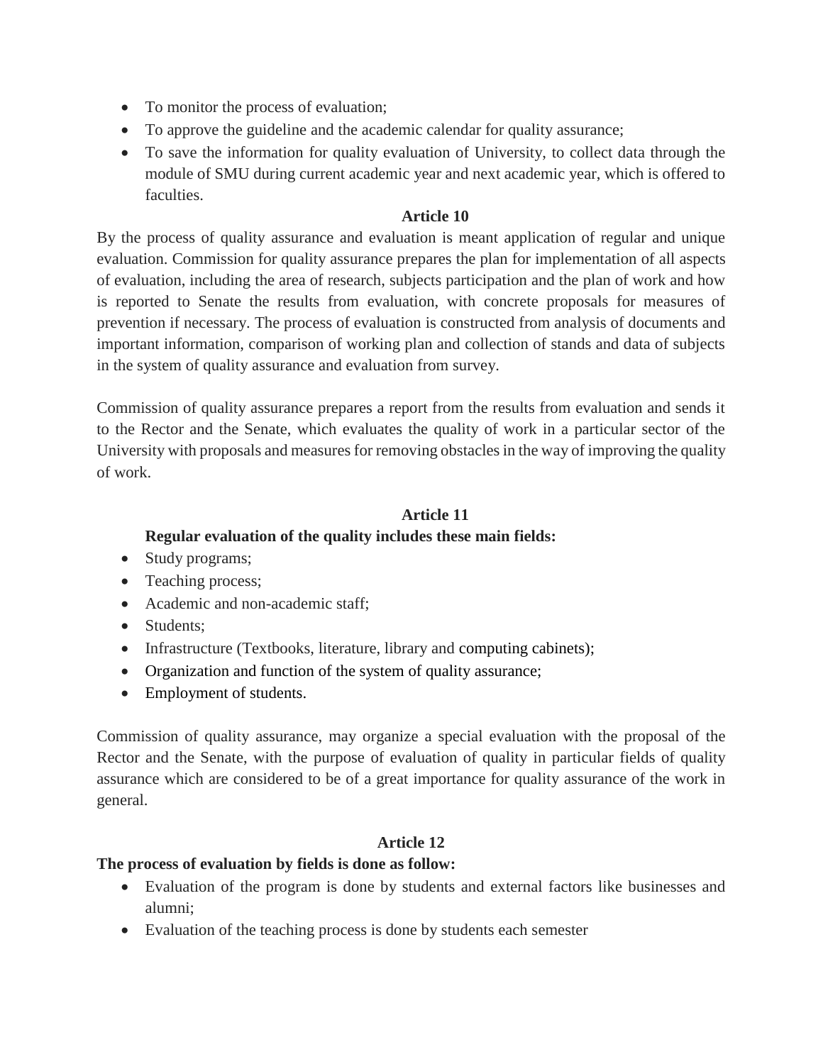- To monitor the process of evaluation;
- To approve the guideline and the academic calendar for quality assurance;
- To save the information for quality evaluation of University, to collect data through the module of SMU during current academic year and next academic year, which is offered to faculties.

**Article 10**

By the process of quality assurance and evaluation is meant application of regular and unique evaluation. Commission for quality assurance prepares the plan for implementation of all aspects of evaluation, including the area of research, subjects participation and the plan of work and how is reported to Senate the results from evaluation, with concrete proposals for measures of prevention if necessary. The process of evaluation is constructed from analysis of documents and important information, comparison of working plan and collection of stands and data of subjects in the system of quality assurance and evaluation from survey.

Commission of quality assurance prepares a report from the results from evaluation and sends it to the Rector and the Senate, which evaluates the quality of work in a particular sector of the University with proposals and measures for removing obstacles in the way of improving the quality of work.

**Article 11**

**Regular evaluation of the quality includes these main fields:**

- Study programs;
- Teaching process;
- Academic and non-academic staff;
- Students;
- Infrastructure (Textbooks, literature, library and computing cabinets);
- Organization and function of the system of quality assurance;
- Employment of students.

Commission of quality assurance, may organize a special evaluation with the proposal of the Rector and the Senate, with the purpose of evaluation of quality in particular fields of quality assurance which are considered to be of a great importance for quality assurance of the work in general.

**Article 12**

**The process of evaluation by fields is done as follow:**

- Evaluation of the program is done by students and external factors like businesses and alumni;
- Evaluation of the teaching process is done by students each semester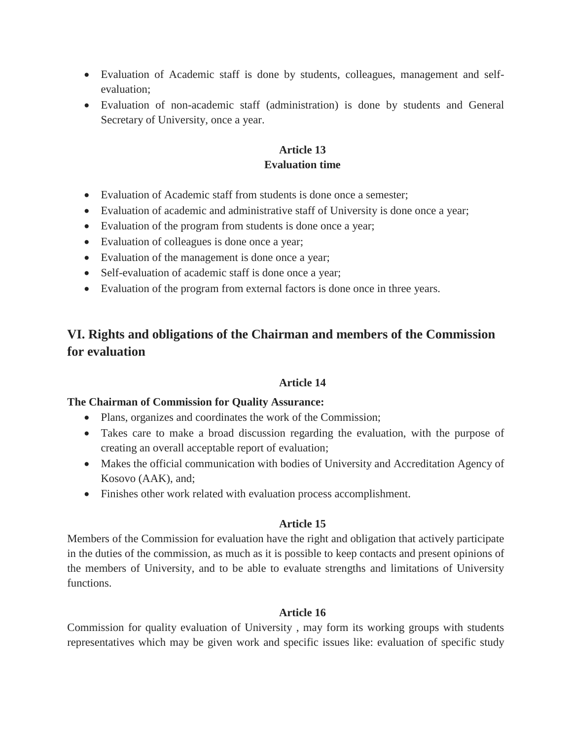- Evaluation of Academic staff is done by students, colleagues, management and self-evaluation;
- Evaluation of non-academic staff (administration) is done by students and General Secretary of University, once a year.

**Article 13**
**Evaluation time**

- Evaluation of Academic staff from students is done once a semester;
- Evaluation of academic and administrative staff of University is done once a year;
- Evaluation of the program from students is done once a year;
- Evaluation of colleagues is done once a year;
- Evaluation of the management is done once a year;
- Self-evaluation of academic staff is done once a year;
- Evaluation of the program from external factors is done once in three years.

## VI. Rights and obligations of the Chairman and members of the Commission for evaluation

**Article 14**

**The Chairman of Commission for Quality Assurance:**

- Plans, organizes and coordinates the work of the Commission;
- Takes care to make a broad discussion regarding the evaluation, with the purpose of creating an overall acceptable report of evaluation;
- Makes the official communication with bodies of University and Accreditation Agency of Kosovo (AAK), and;
- Finishes other work related with evaluation process accomplishment.

**Article 15**

Members of the Commission for evaluation have the right and obligation that actively participate in the duties of the commission, as much as it is possible to keep contacts and present opinions of the members of University, and to be able to evaluate strengths and limitations of University functions.

**Article 16**

Commission for quality evaluation of University , may form its working groups with students representatives which may be given work and specific issues like: evaluation of specific study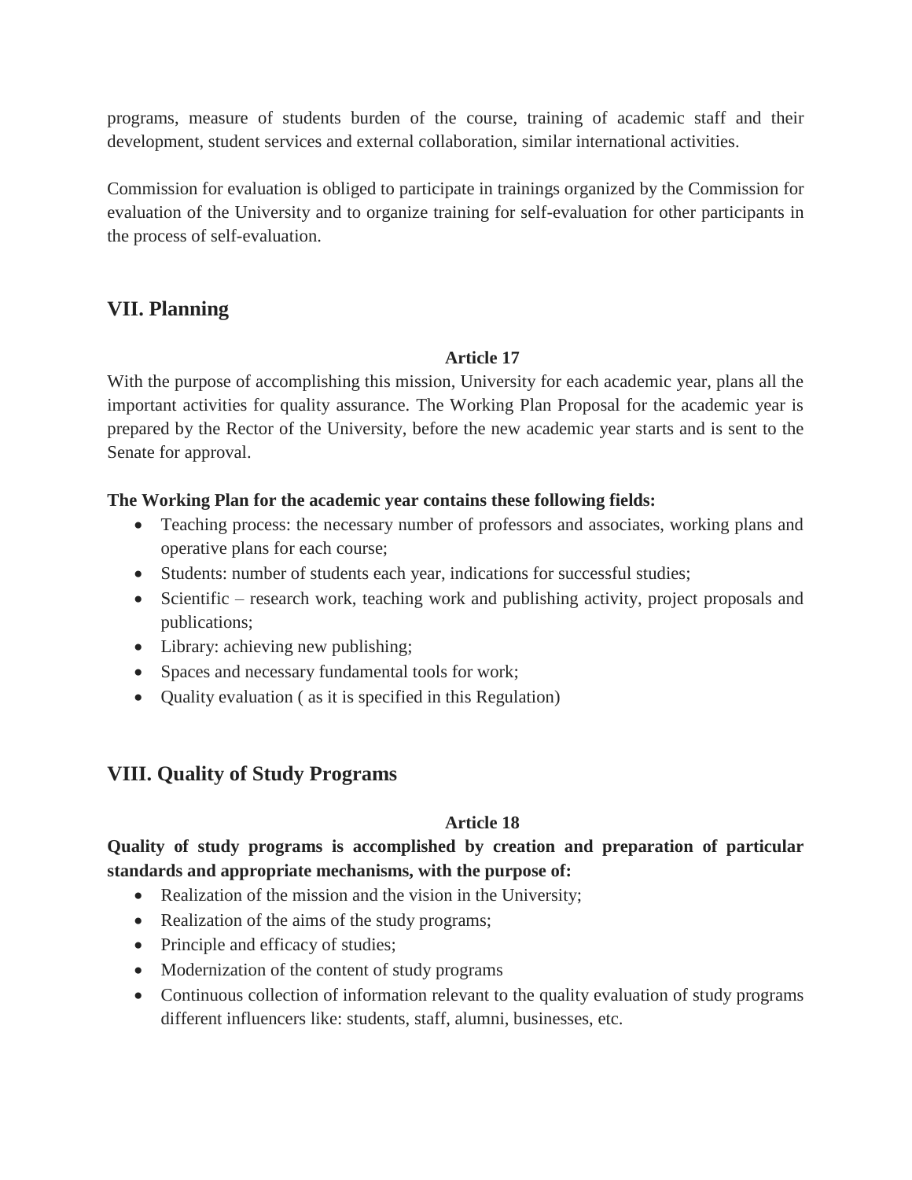programs, measure of students burden of the course, training of academic staff and their development, student services and external collaboration, similar international activities.

Commission for evaluation is obliged to participate in trainings organized by the Commission for evaluation of the University and to organize training for self-evaluation for other participants in the process of self-evaluation.

## VII. Planning

**Article 17**

With the purpose of accomplishing this mission, University for each academic year, plans all the important activities for quality assurance. The Working Plan Proposal for the academic year is prepared by the Rector of the University, before the new academic year starts and is sent to the Senate for approval.

**The Working Plan for the academic year contains these following fields:**

- Teaching process: the necessary number of professors and associates, working plans and operative plans for each course;
- Students: number of students each year, indications for successful studies;
- Scientific – research work, teaching work and publishing activity, project proposals and publications;
- Library: achieving new publishing;
- Spaces and necessary fundamental tools for work;
- Quality evaluation ( as it is specified in this Regulation)

## VIII. Quality of Study Programs

**Article 18**

**Quality of study programs is accomplished by creation and preparation of particular standards and appropriate mechanisms, with the purpose of:**

- Realization of the mission and the vision in the University;
- Realization of the aims of the study programs;
- Principle and efficacy of studies;
- Modernization of the content of study programs
- Continuous collection of information relevant to the quality evaluation of study programs different influencers like: students, staff, alumni, businesses, etc.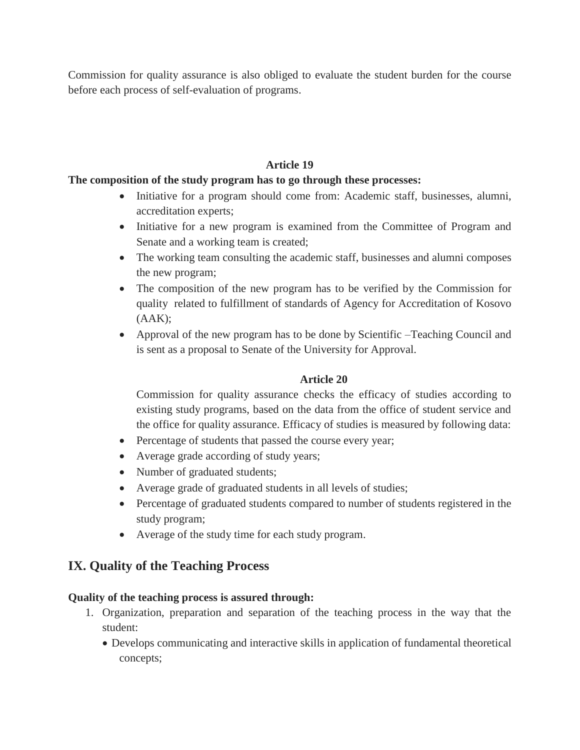Commission for quality assurance is also obliged to evaluate the student burden for the course before each process of self-evaluation of programs.

**Article 19**

**The composition of the study program has to go through these processes:**

- Initiative for a program should come from: Academic staff, businesses, alumni, accreditation experts;
- Initiative for a new program is examined from the Committee of Program and Senate and a working team is created;
- The working team consulting the academic staff, businesses and alumni composes the new program;
- The composition of the new program has to be verified by the Commission for quality related to fulfillment of standards of Agency for Accreditation of Kosovo (AAK);
- Approval of the new program has to be done by Scientific –Teaching Council and is sent as a proposal to Senate of the University for Approval.

**Article 20**

Commission for quality assurance checks the efficacy of studies according to existing study programs, based on the data from the office of student service and the office for quality assurance. Efficacy of studies is measured by following data:

- Percentage of students that passed the course every year;
- Average grade according of study years;
- Number of graduated students;
- Average grade of graduated students in all levels of studies;
- Percentage of graduated students compared to number of students registered in the study program;
- Average of the study time for each study program.

## IX. Quality of the Teaching Process

**Quality of the teaching process is assured through:**

1. Organization, preparation and separation of the teaching process in the way that the student:
   - Develops communicating and interactive skills in application of fundamental theoretical concepts;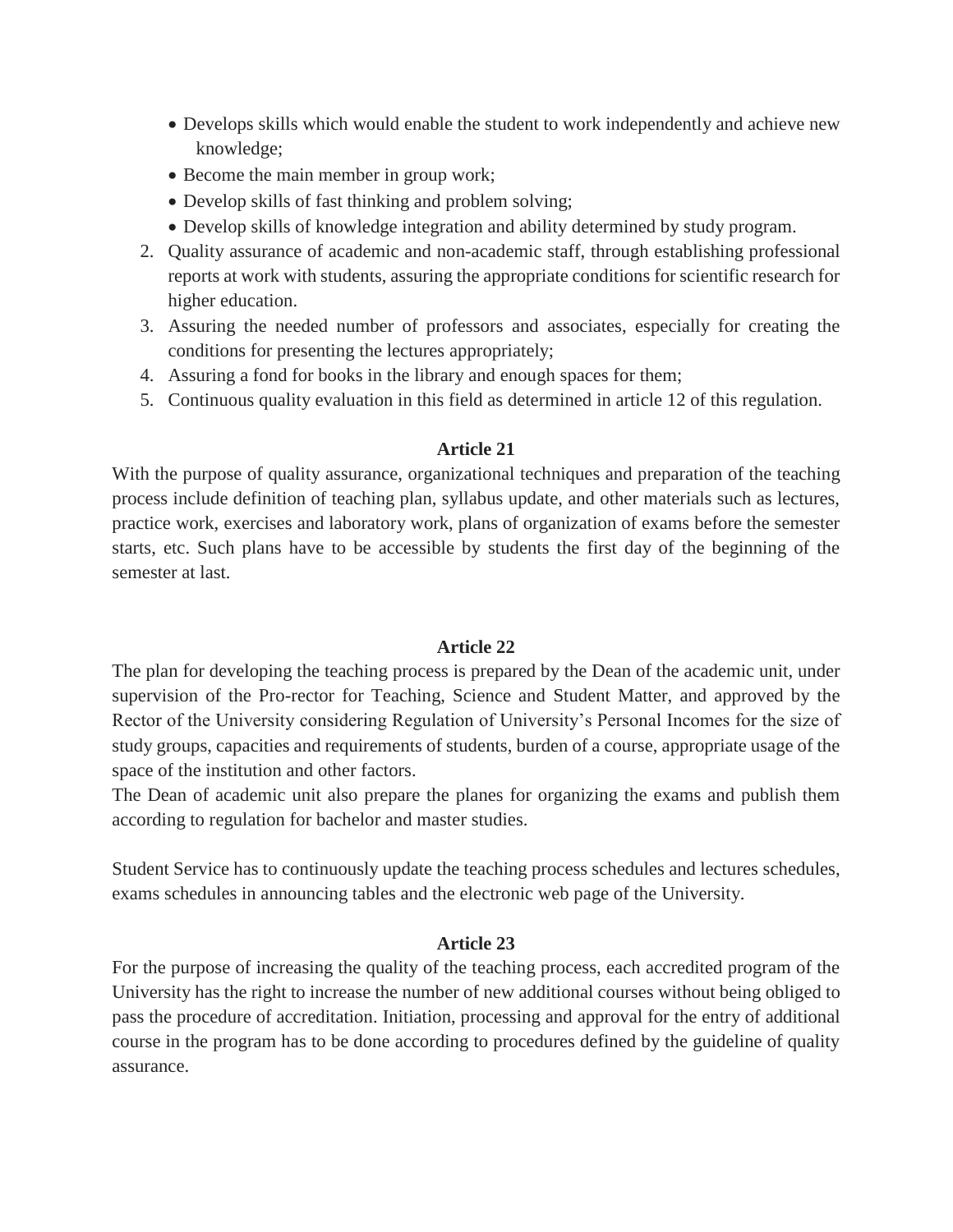- Develops skills which would enable the student to work independently and achieve new knowledge;
- Become the main member in group work;
- Develop skills of fast thinking and problem solving;
- Develop skills of knowledge integration and ability determined by study program.

2. Quality assurance of academic and non-academic staff, through establishing professional reports at work with students, assuring the appropriate conditions for scientific research for higher education.
3. Assuring the needed number of professors and associates, especially for creating the conditions for presenting the lectures appropriately;
4. Assuring a fond for books in the library and enough spaces for them;
5. Continuous quality evaluation in this field as determined in article 12 of this regulation.

**Article 21**

With the purpose of quality assurance, organizational techniques and preparation of the teaching process include definition of teaching plan, syllabus update, and other materials such as lectures, practice work, exercises and laboratory work, plans of organization of exams before the semester starts, etc. Such plans have to be accessible by students the first day of the beginning of the semester at last.

**Article 22**

The plan for developing the teaching process is prepared by the Dean of the academic unit, under supervision of the Pro-rector for Teaching, Science and Student Matter, and approved by the Rector of the University considering Regulation of University's Personal Incomes for the size of study groups, capacities and requirements of students, burden of a course, appropriate usage of the space of the institution and other factors.

The Dean of academic unit also prepare the planes for organizing the exams and publish them according to regulation for bachelor and master studies.

Student Service has to continuously update the teaching process schedules and lectures schedules, exams schedules in announcing tables and the electronic web page of the University.

**Article 23**

For the purpose of increasing the quality of the teaching process, each accredited program of the University has the right to increase the number of new additional courses without being obliged to pass the procedure of accreditation. Initiation, processing and approval for the entry of additional course in the program has to be done according to procedures defined by the guideline of quality assurance.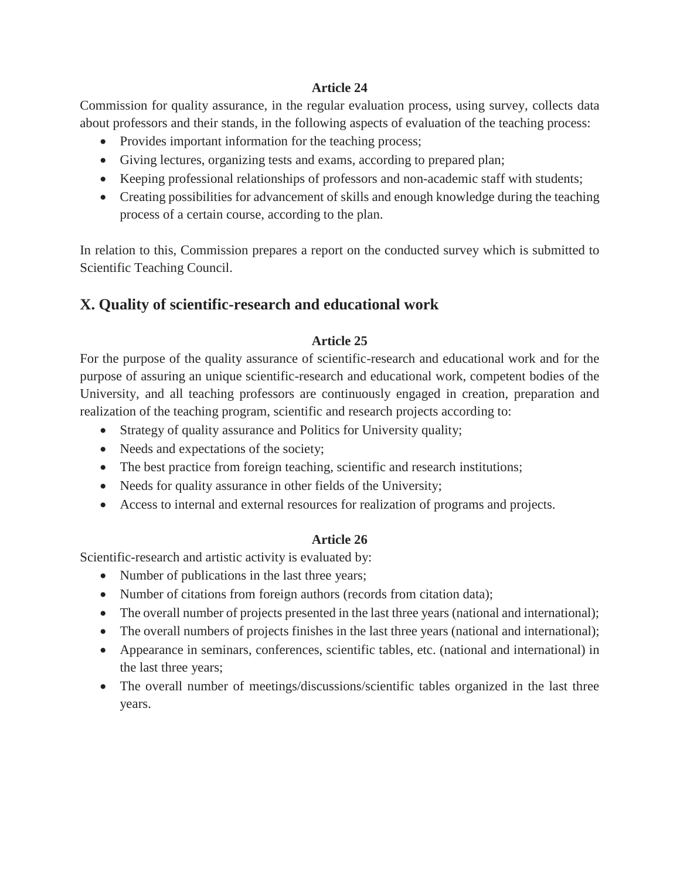**Article 24**

Commission for quality assurance, in the regular evaluation process, using survey, collects data about professors and their stands, in the following aspects of evaluation of the teaching process:

- Provides important information for the teaching process;
- Giving lectures, organizing tests and exams, according to prepared plan;
- Keeping professional relationships of professors and non-academic staff with students;
- Creating possibilities for advancement of skills and enough knowledge during the teaching process of a certain course, according to the plan.

In relation to this, Commission prepares a report on the conducted survey which is submitted to Scientific Teaching Council.

## X. Quality of scientific-research and educational work

**Article 25**

For the purpose of the quality assurance of scientific-research and educational work and for the purpose of assuring an unique scientific-research and educational work, competent bodies of the University, and all teaching professors are continuously engaged in creation, preparation and realization of the teaching program, scientific and research projects according to:

- Strategy of quality assurance and Politics for University quality;
- Needs and expectations of the society;
- The best practice from foreign teaching, scientific and research institutions;
- Needs for quality assurance in other fields of the University;
- Access to internal and external resources for realization of programs and projects.

**Article 26**

Scientific-research and artistic activity is evaluated by:

- Number of publications in the last three years;
- Number of citations from foreign authors (records from citation data);
- The overall number of projects presented in the last three years (national and international);
- The overall numbers of projects finishes in the last three years (national and international);
- Appearance in seminars, conferences, scientific tables, etc. (national and international) in the last three years;
- The overall number of meetings/discussions/scientific tables organized in the last three years.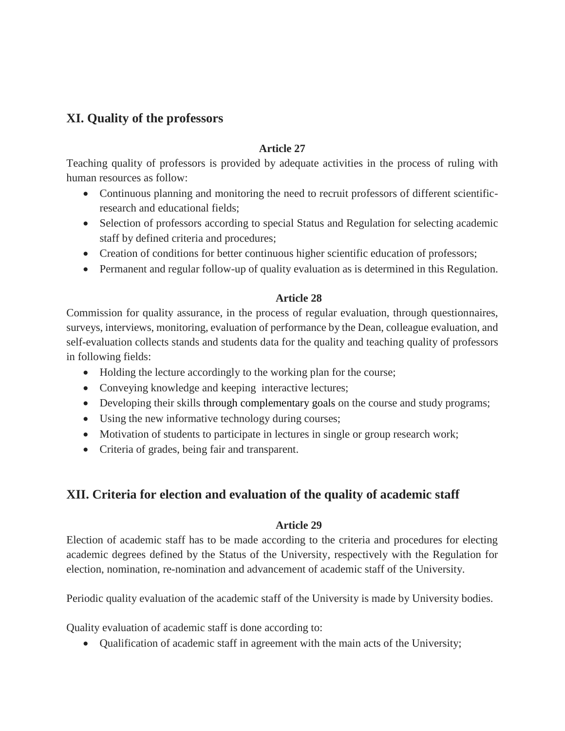## XI. Quality of the professors

**Article 27**

Teaching quality of professors is provided by adequate activities in the process of ruling with human resources as follow:

- Continuous planning and monitoring the need to recruit professors of different scientific-research and educational fields;
- Selection of professors according to special Status and Regulation for selecting academic staff by defined criteria and procedures;
- Creation of conditions for better continuous higher scientific education of professors;
- Permanent and regular follow-up of quality evaluation as is determined in this Regulation.

**Article 28**

Commission for quality assurance, in the process of regular evaluation, through questionnaires, surveys, interviews, monitoring, evaluation of performance by the Dean, colleague evaluation, and self-evaluation collects stands and students data for the quality and teaching quality of professors in following fields:

- Holding the lecture accordingly to the working plan for the course;
- Conveying knowledge and keeping interactive lectures;
- Developing their skills through complementary goals on the course and study programs;
- Using the new informative technology during courses;
- Motivation of students to participate in lectures in single or group research work;
- Criteria of grades, being fair and transparent.

## XII. Criteria for election and evaluation of the quality of academic staff

**Article 29**

Election of academic staff has to be made according to the criteria and procedures for electing academic degrees defined by the Status of the University, respectively with the Regulation for election, nomination, re-nomination and advancement of academic staff of the University.

Periodic quality evaluation of the academic staff of the University is made by University bodies.

Quality evaluation of academic staff is done according to:

- Qualification of academic staff in agreement with the main acts of the University;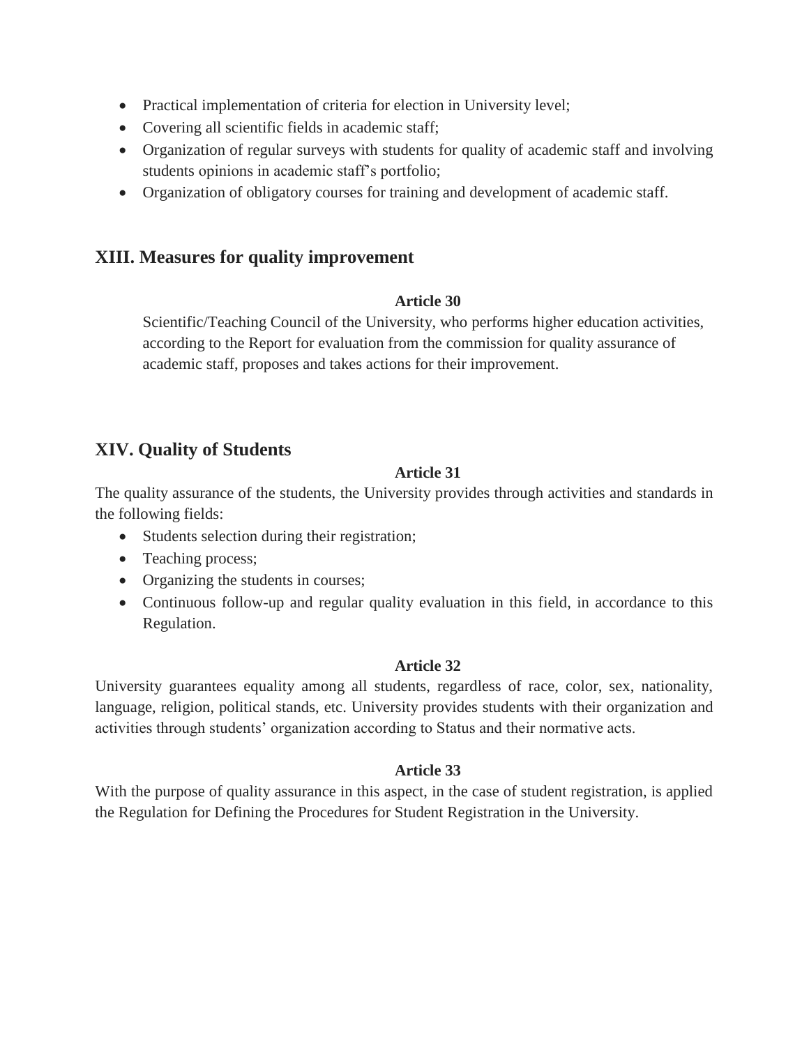- Practical implementation of criteria for election in University level;
- Covering all scientific fields in academic staff;
- Organization of regular surveys with students for quality of academic staff and involving students opinions in academic staff's portfolio;
- Organization of obligatory courses for training and development of academic staff.

## XIII. Measures for quality improvement

**Article 30**

Scientific/Teaching Council of the University, who performs higher education activities, according to the Report for evaluation from the commission for quality assurance of academic staff, proposes and takes actions for their improvement.

## XIV. Quality of Students

**Article 31**

The quality assurance of the students, the University provides through activities and standards in the following fields:

- Students selection during their registration;
- Teaching process;
- Organizing the students in courses;
- Continuous follow-up and regular quality evaluation in this field, in accordance to this Regulation.

**Article 32**

University guarantees equality among all students, regardless of race, color, sex, nationality, language, religion, political stands, etc. University provides students with their organization and activities through students' organization according to Status and their normative acts.

**Article 33**

With the purpose of quality assurance in this aspect, in the case of student registration, is applied the Regulation for Defining the Procedures for Student Registration in the University.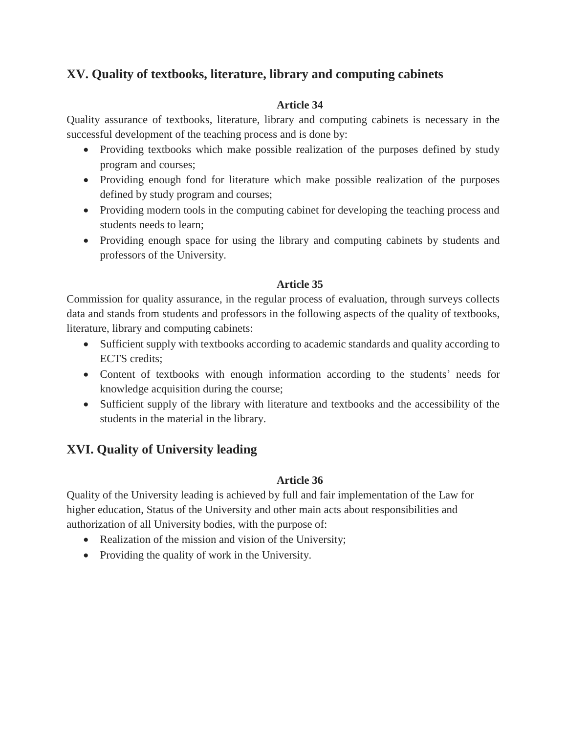## XV. Quality of textbooks, literature, library and computing cabinets

**Article 34**

Quality assurance of textbooks, literature, library and computing cabinets is necessary in the successful development of the teaching process and is done by:

- Providing textbooks which make possible realization of the purposes defined by study program and courses;
- Providing enough fond for literature which make possible realization of the purposes defined by study program and courses;
- Providing modern tools in the computing cabinet for developing the teaching process and students needs to learn;
- Providing enough space for using the library and computing cabinets by students and professors of the University.

**Article 35**

Commission for quality assurance, in the regular process of evaluation, through surveys collects data and stands from students and professors in the following aspects of the quality of textbooks, literature, library and computing cabinets:

- Sufficient supply with textbooks according to academic standards and quality according to ECTS credits;
- Content of textbooks with enough information according to the students' needs for knowledge acquisition during the course;
- Sufficient supply of the library with literature and textbooks and the accessibility of the students in the material in the library.

## XVI. Quality of University leading

**Article 36**

Quality of the University leading is achieved by full and fair implementation of the Law for higher education, Status of the University and other main acts about responsibilities and authorization of all University bodies, with the purpose of:

- Realization of the mission and vision of the University;
- Providing the quality of work in the University.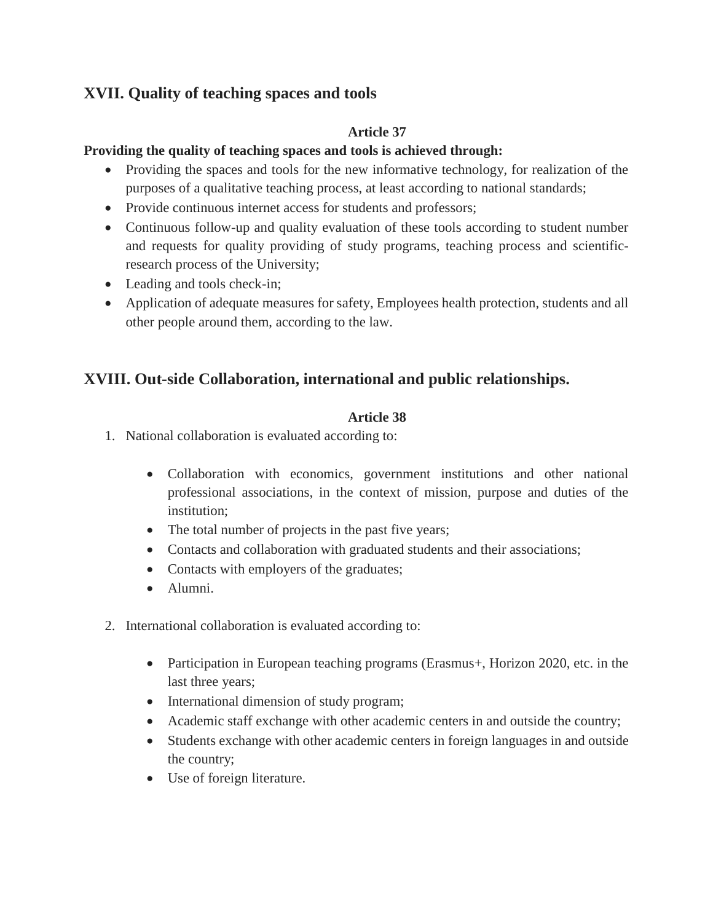## XVII. Quality of teaching spaces and tools

**Article 37**

**Providing the quality of teaching spaces and tools is achieved through:**

- Providing the spaces and tools for the new informative technology, for realization of the purposes of a qualitative teaching process, at least according to national standards;
- Provide continuous internet access for students and professors;
- Continuous follow-up and quality evaluation of these tools according to student number and requests for quality providing of study programs, teaching process and scientific-research process of the University;
- Leading and tools check-in;
- Application of adequate measures for safety, Employees health protection, students and all other people around them, according to the law.

## XVIII. Out-side Collaboration, international and public relationships.

**Article 38**

1. National collaboration is evaluated according to:

    - Collaboration with economics, government institutions and other national professional associations, in the context of mission, purpose and duties of the institution;
    - The total number of projects in the past five years;
    - Contacts and collaboration with graduated students and their associations;
    - Contacts with employers of the graduates;
    - Alumni.

2. International collaboration is evaluated according to:

    - Participation in European teaching programs (Erasmus+, Horizon 2020, etc. in the last three years;
    - International dimension of study program;
    - Academic staff exchange with other academic centers in and outside the country;
    - Students exchange with other academic centers in foreign languages in and outside the country;
    - Use of foreign literature.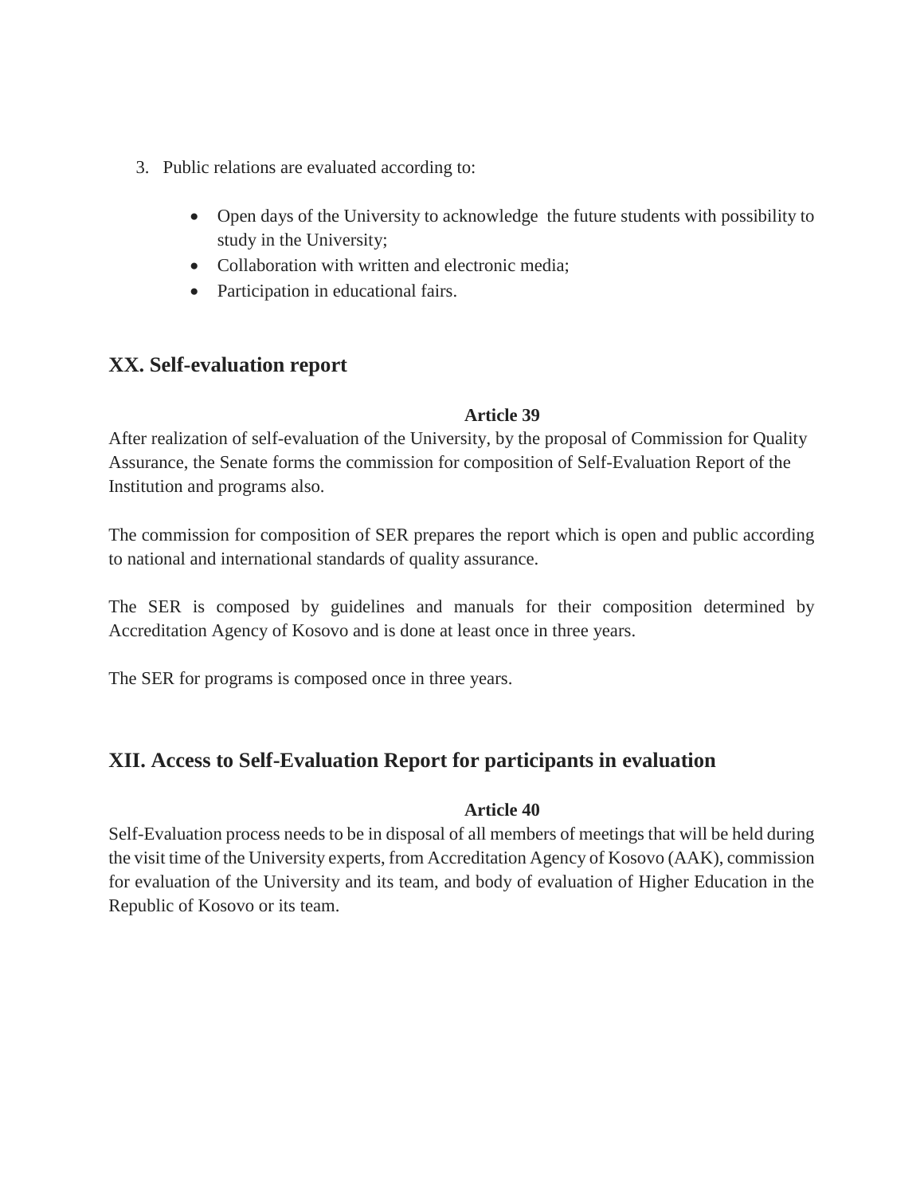3. Public relations are evaluated according to:

    - Open days of the University to acknowledge  the future students with possibility to study in the University;
    - Collaboration with written and electronic media;
    - Participation in educational fairs.

## XX. Self-evaluation report

**Article 39**

After realization of self-evaluation of the University, by the proposal of Commission for Quality Assurance, the Senate forms the commission for composition of Self-Evaluation Report of the Institution and programs also.

The commission for composition of SER prepares the report which is open and public according to national and international standards of quality assurance.

The SER is composed by guidelines and manuals for their composition determined by Accreditation Agency of Kosovo and is done at least once in three years.

The SER for programs is composed once in three years.

## XII. Access to Self-Evaluation Report for participants in evaluation

**Article 40**

Self-Evaluation process needs to be in disposal of all members of meetings that will be held during the visit time of the University experts, from Accreditation Agency of Kosovo (AAK), commission for evaluation of the University and its team, and body of evaluation of Higher Education in the Republic of Kosovo or its team.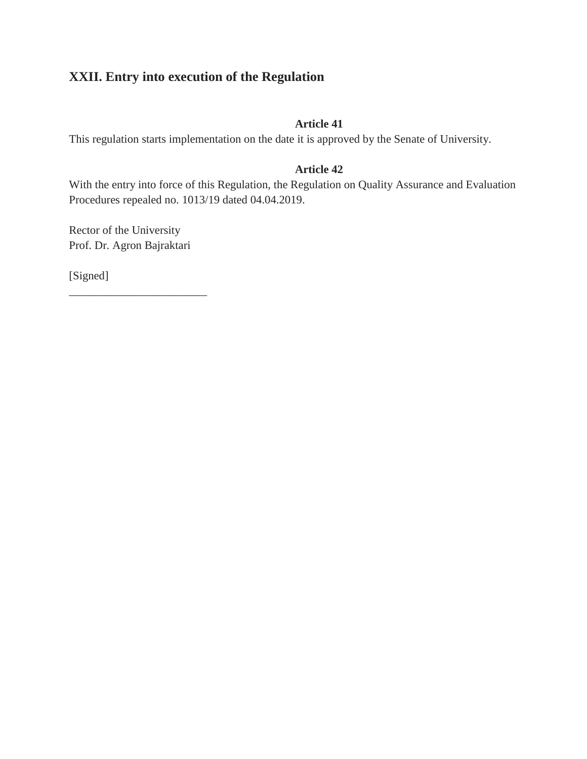## XXII. Entry into execution of the Regulation

**Article 41**

This regulation starts implementation on the date it is approved by the Senate of University.

**Article 42**

With the entry into force of this Regulation, the Regulation on Quality Assurance and Evaluation Procedures repealed no. 1013/19 dated 04.04.2019.

Rector of the University
Prof. Dr. Agron Bajraktari

[Signed]
________________________